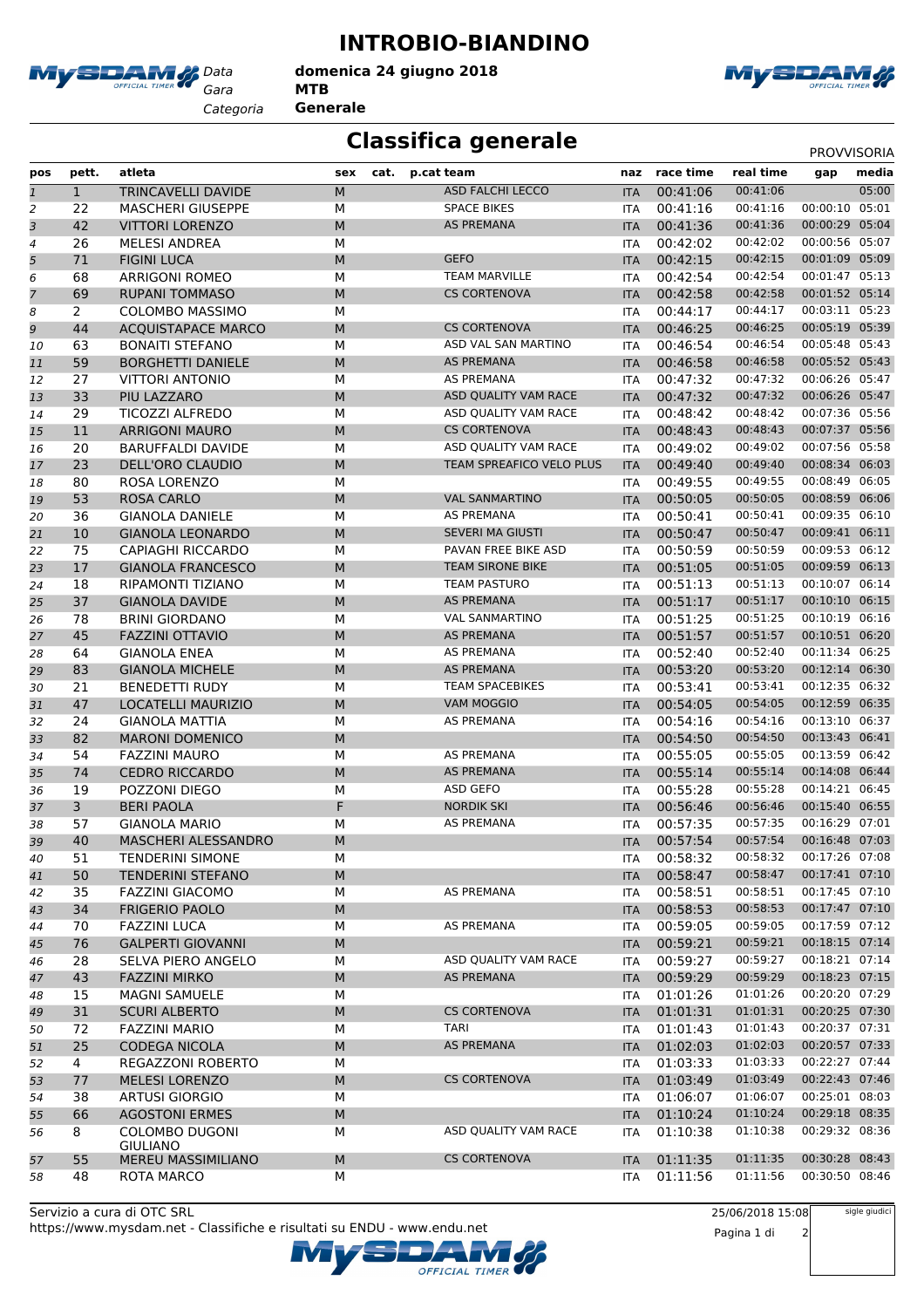# INTROBIO-BIANDINO

Data: **domenica 24 giugno 2018**
Gara: **MTB**
Categoria: **Generale**

## Classifica generale

PROVVISORIA

| pos | pett. | atleta | sex | cat. | p.cat | team | naz | race time | real time | gap | media |
|---|---|---|---|---|---|---|---|---|---|---|---|
| 1 | 1 | TRINCAVELLI DAVIDE | M | | | ASD FALCHI LECCO | ITA | 00:41:06 | 00:41:06 | | 05:00 |
| 2 | 22 | MASCHERI GIUSEPPE | M | | | SPACE BIKES | ITA | 00:41:16 | 00:41:16 | 00:00:10 | 05:01 |
| 3 | 42 | VITTORI LORENZO | M | | | AS PREMANA | ITA | 00:41:36 | 00:41:36 | 00:00:29 | 05:04 |
| 4 | 26 | MELESI ANDREA | M | | | | ITA | 00:42:02 | 00:42:02 | 00:00:56 | 05:07 |
| 5 | 71 | FIGINI LUCA | M | | | GEFO | ITA | 00:42:15 | 00:42:15 | 00:01:09 | 05:09 |
| 6 | 68 | ARRIGONI ROMEO | M | | | TEAM MARVILLE | ITA | 00:42:54 | 00:42:54 | 00:01:47 | 05:13 |
| 7 | 69 | RUPANI TOMMASO | M | | | CS CORTENOVA | ITA | 00:42:58 | 00:42:58 | 00:01:52 | 05:14 |
| 8 | 2 | COLOMBO MASSIMO | M | | | | ITA | 00:44:17 | 00:44:17 | 00:03:11 | 05:23 |
| 9 | 44 | ACQUISTAPACE MARCO | M | | | CS CORTENOVA | ITA | 00:46:25 | 00:46:25 | 00:05:19 | 05:39 |
| 10 | 63 | BONAITI STEFANO | M | | | ASD VAL SAN MARTINO | ITA | 00:46:54 | 00:46:54 | 00:05:48 | 05:43 |
| 11 | 59 | BORGHETTI DANIELE | M | | | AS PREMANA | ITA | 00:46:58 | 00:46:58 | 00:05:52 | 05:43 |
| 12 | 27 | VITTORI ANTONIO | M | | | AS PREMANA | ITA | 00:47:32 | 00:47:32 | 00:06:26 | 05:47 |
| 13 | 33 | PIU LAZZARO | M | | | ASD QUALITY VAM RACE | ITA | 00:47:32 | 00:47:32 | 00:06:26 | 05:47 |
| 14 | 29 | TICOZZI ALFREDO | M | | | ASD QUALITY VAM RACE | ITA | 00:48:42 | 00:48:42 | 00:07:36 | 05:56 |
| 15 | 11 | ARRIGONI MAURO | M | | | CS CORTENOVA | ITA | 00:48:43 | 00:48:43 | 00:07:37 | 05:56 |
| 16 | 20 | BARUFFALDI DAVIDE | M | | | ASD QUALITY VAM RACE | ITA | 00:49:02 | 00:49:02 | 00:07:56 | 05:58 |
| 17 | 23 | DELL'ORO CLAUDIO | M | | | TEAM SPREAFICO VELO PLUS | ITA | 00:49:40 | 00:49:40 | 00:08:34 | 06:03 |
| 18 | 80 | ROSA LORENZO | M | | | | ITA | 00:49:55 | 00:49:55 | 00:08:49 | 06:05 |
| 19 | 53 | ROSA CARLO | M | | | VAL SANMARTINO | ITA | 00:50:05 | 00:50:05 | 00:08:59 | 06:06 |
| 20 | 36 | GIANOLA DANIELE | M | | | AS PREMANA | ITA | 00:50:41 | 00:50:41 | 00:09:35 | 06:10 |
| 21 | 10 | GIANOLA LEONARDO | M | | | SEVERI MA GIUSTI | ITA | 00:50:47 | 00:50:47 | 00:09:41 | 06:11 |
| 22 | 75 | CAPIAGHI RICCARDO | M | | | PAVAN FREE BIKE ASD | ITA | 00:50:59 | 00:50:59 | 00:09:53 | 06:12 |
| 23 | 17 | GIANOLA FRANCESCO | M | | | TEAM SIRONE BIKE | ITA | 00:51:05 | 00:51:05 | 00:09:59 | 06:13 |
| 24 | 18 | RIPAMONTI TIZIANO | M | | | TEAM PASTURO | ITA | 00:51:13 | 00:51:13 | 00:10:07 | 06:14 |
| 25 | 37 | GIANOLA DAVIDE | M | | | AS PREMANA | ITA | 00:51:17 | 00:51:17 | 00:10:10 | 06:15 |
| 26 | 78 | BRINI GIORDANO | M | | | VAL SANMARTINO | ITA | 00:51:25 | 00:51:25 | 00:10:19 | 06:16 |
| 27 | 45 | FAZZINI OTTAVIO | M | | | AS PREMANA | ITA | 00:51:57 | 00:51:57 | 00:10:51 | 06:20 |
| 28 | 64 | GIANOLA ENEA | M | | | AS PREMANA | ITA | 00:52:40 | 00:52:40 | 00:11:34 | 06:25 |
| 29 | 83 | GIANOLA MICHELE | M | | | AS PREMANA | ITA | 00:53:20 | 00:53:20 | 00:12:14 | 06:30 |
| 30 | 21 | BENEDETTI RUDY | M | | | TEAM SPACEBIKES | ITA | 00:53:41 | 00:53:41 | 00:12:35 | 06:32 |
| 31 | 47 | LOCATELLI MAURIZIO | M | | | VAM MOGGIO | ITA | 00:54:05 | 00:54:05 | 00:12:59 | 06:35 |
| 32 | 24 | GIANOLA MATTIA | M | | | AS PREMANA | ITA | 00:54:16 | 00:54:16 | 00:13:10 | 06:37 |
| 33 | 82 | MARONI DOMENICO | M | | | | ITA | 00:54:50 | 00:54:50 | 00:13:43 | 06:41 |
| 34 | 54 | FAZZINI MAURO | M | | | AS PREMANA | ITA | 00:55:05 | 00:55:05 | 00:13:59 | 06:42 |
| 35 | 74 | CEDRO RICCARDO | M | | | AS PREMANA | ITA | 00:55:14 | 00:55:14 | 00:14:08 | 06:44 |
| 36 | 19 | POZZONI DIEGO | M | | | ASD GEFO | ITA | 00:55:28 | 00:55:28 | 00:14:21 | 06:45 |
| 37 | 3 | BERI PAOLA | F | | | NORDIK SKI | ITA | 00:56:46 | 00:56:46 | 00:15:40 | 06:55 |
| 38 | 57 | GIANOLA MARIO | M | | | AS PREMANA | ITA | 00:57:35 | 00:57:35 | 00:16:29 | 07:01 |
| 39 | 40 | MASCHERI ALESSANDRO | M | | | | ITA | 00:57:54 | 00:57:54 | 00:16:48 | 07:03 |
| 40 | 51 | TENDERINI SIMONE | M | | | | ITA | 00:58:32 | 00:58:32 | 00:17:26 | 07:08 |
| 41 | 50 | TENDERINI STEFANO | M | | | | ITA | 00:58:47 | 00:58:47 | 00:17:41 | 07:10 |
| 42 | 35 | FAZZINI GIACOMO | M | | | AS PREMANA | ITA | 00:58:51 | 00:58:51 | 00:17:45 | 07:10 |
| 43 | 34 | FRIGERIO PAOLO | M | | | | ITA | 00:58:53 | 00:58:53 | 00:17:47 | 07:10 |
| 44 | 70 | FAZZINI LUCA | M | | | AS PREMANA | ITA | 00:59:05 | 00:59:05 | 00:17:59 | 07:12 |
| 45 | 76 | GALPERTI GIOVANNI | M | | | | ITA | 00:59:21 | 00:59:21 | 00:18:15 | 07:14 |
| 46 | 28 | SELVA PIERO ANGELO | M | | | ASD QUALITY VAM RACE | ITA | 00:59:27 | 00:59:27 | 00:18:21 | 07:14 |
| 47 | 43 | FAZZINI MIRKO | M | | | AS PREMANA | ITA | 00:59:29 | 00:59:29 | 00:18:23 | 07:15 |
| 48 | 15 | MAGNI SAMUELE | M | | | | ITA | 01:01:26 | 01:01:26 | 00:20:20 | 07:29 |
| 49 | 31 | SCURI ALBERTO | M | | | CS CORTENOVA | ITA | 01:01:31 | 01:01:31 | 00:20:25 | 07:30 |
| 50 | 72 | FAZZINI MARIO | M | | | TARI | ITA | 01:01:43 | 01:01:43 | 00:20:37 | 07:31 |
| 51 | 25 | CODEGA NICOLA | M | | | AS PREMANA | ITA | 01:02:03 | 01:02:03 | 00:20:57 | 07:33 |
| 52 | 4 | REGAZZONI ROBERTO | M | | | | ITA | 01:03:33 | 01:03:33 | 00:22:27 | 07:44 |
| 53 | 77 | MELESI LORENZO | M | | | CS CORTENOVA | ITA | 01:03:49 | 01:03:49 | 00:22:43 | 07:46 |
| 54 | 38 | ARTUSI GIORGIO | M | | | | ITA | 01:06:07 | 01:06:07 | 00:25:01 | 08:03 |
| 55 | 66 | AGOSTONI ERMES | M | | | | ITA | 01:10:24 | 01:10:24 | 00:29:18 | 08:35 |
| 56 | 8 | COLOMBO DUGONI GIULIANO | M | | | ASD QUALITY VAM RACE | ITA | 01:10:38 | 01:10:38 | 00:29:32 | 08:36 |
| 57 | 55 | MEREU MASSIMILIANO | M | | | CS CORTENOVA | ITA | 01:11:35 | 01:11:35 | 00:30:28 | 08:43 |
| 58 | 48 | ROTA MARCO | M | | | | ITA | 01:11:56 | 01:11:56 | 00:30:50 | 08:46 |

Servizio a cura di OTC SRL
https://www.mysdam.net - Classifiche e risultati su ENDU - www.endu.net

25/06/2018 15:08

sigle giudici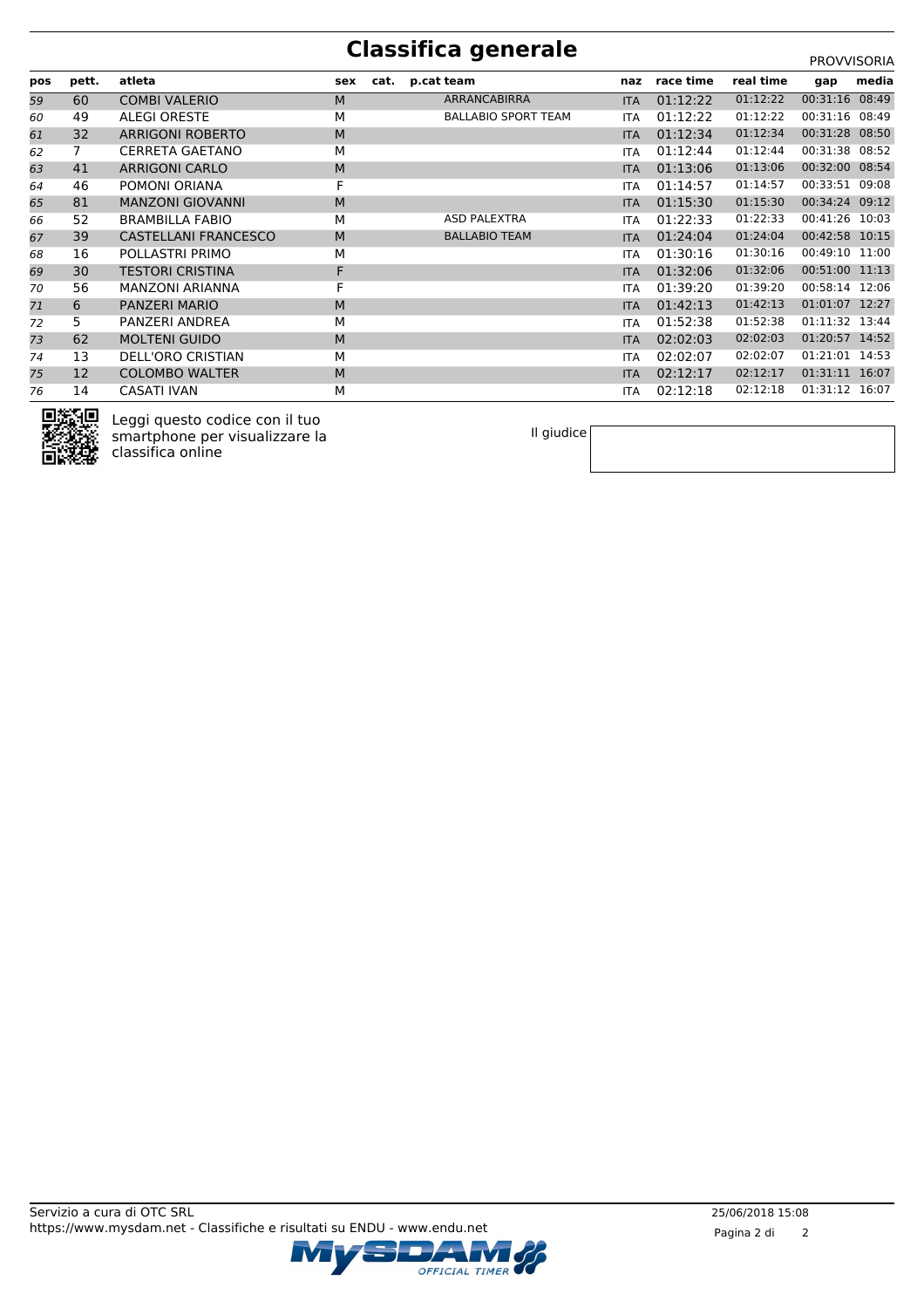# Classifica generale

PROVVISORIA

| pos | pett. | atleta | sex | cat. | p.cat team | naz | race time | real time | gap | media |
|---|---|---|---|---|---|---|---|---|---|---|
| 59 | 60 | COMBI VALERIO | M | | ARRANCABIRRA | ITA | 01:12:22 | 01:12:22 | 00:31:16 | 08:49 |
| 60 | 49 | ALEGI ORESTE | M | | BALLABIO SPORT TEAM | ITA | 01:12:22 | 01:12:22 | 00:31:16 | 08:49 |
| 61 | 32 | ARRIGONI ROBERTO | M | | | ITA | 01:12:34 | 01:12:34 | 00:31:28 | 08:50 |
| 62 | 7 | CERRETA GAETANO | M | | | ITA | 01:12:44 | 01:12:44 | 00:31:38 | 08:52 |
| 63 | 41 | ARRIGONI CARLO | M | | | ITA | 01:13:06 | 01:13:06 | 00:32:00 | 08:54 |
| 64 | 46 | POMONI ORIANA | F | | | ITA | 01:14:57 | 01:14:57 | 00:33:51 | 09:08 |
| 65 | 81 | MANZONI GIOVANNI | M | | | ITA | 01:15:30 | 01:15:30 | 00:34:24 | 09:12 |
| 66 | 52 | BRAMBILLA FABIO | M | | ASD PALEXTRA | ITA | 01:22:33 | 01:22:33 | 00:41:26 | 10:03 |
| 67 | 39 | CASTELLANI FRANCESCO | M | | BALLABIO TEAM | ITA | 01:24:04 | 01:24:04 | 00:42:58 | 10:15 |
| 68 | 16 | POLLASTRI PRIMO | M | | | ITA | 01:30:16 | 01:30:16 | 00:49:10 | 11:00 |
| 69 | 30 | TESTORI CRISTINA | F | | | ITA | 01:32:06 | 01:32:06 | 00:51:00 | 11:13 |
| 70 | 56 | MANZONI ARIANNA | F | | | ITA | 01:39:20 | 01:39:20 | 00:58:14 | 12:06 |
| 71 | 6 | PANZERI MARIO | M | | | ITA | 01:42:13 | 01:42:13 | 01:01:07 | 12:27 |
| 72 | 5 | PANZERI ANDREA | M | | | ITA | 01:52:38 | 01:52:38 | 01:11:32 | 13:44 |
| 73 | 62 | MOLTENI GUIDO | M | | | ITA | 02:02:03 | 02:02:03 | 01:20:57 | 14:52 |
| 74 | 13 | DELL'ORO CRISTIAN | M | | | ITA | 02:02:07 | 02:02:07 | 01:21:01 | 14:53 |
| 75 | 12 | COLOMBO WALTER | M | | | ITA | 02:12:17 | 02:12:17 | 01:31:11 | 16:07 |
| 76 | 14 | CASATI IVAN | M | | | ITA | 02:12:18 | 02:12:18 | 01:31:12 | 16:07 |

Leggi questo codice con il tuo smartphone per visualizzare la classifica online

Il giudice

Servizio a cura di OTC SRL
https://www.mysdam.net - Classifiche e risultati su ENDU - www.endu.net

25/06/2018 15:08